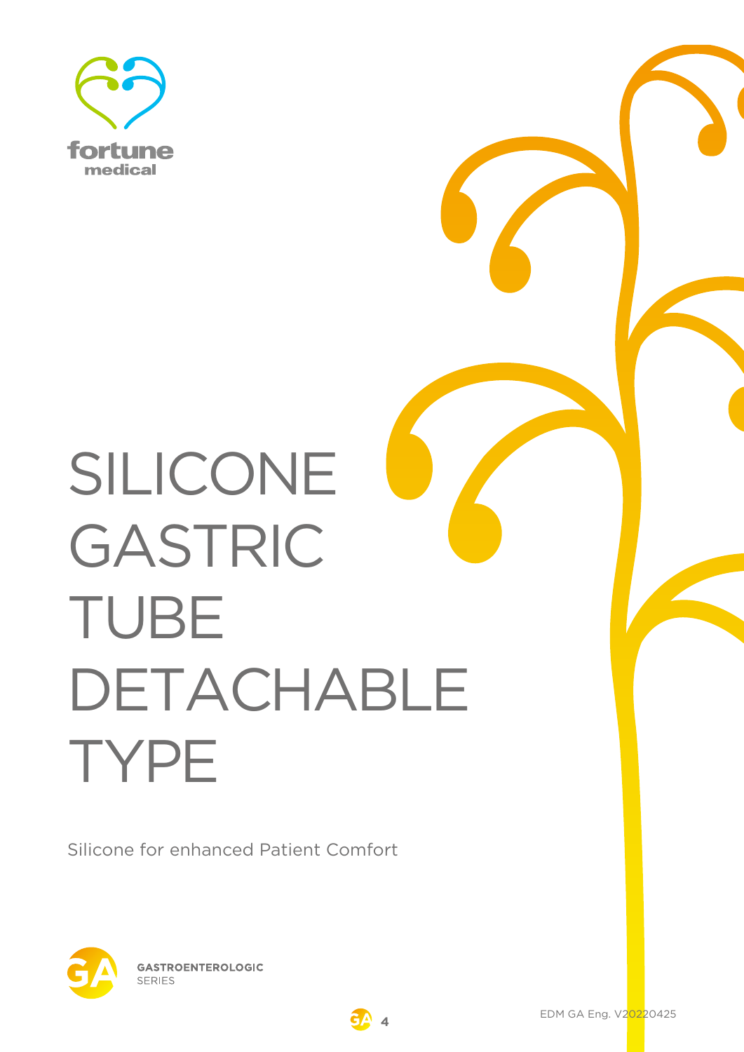fortune medical

# SILICONE GASTRIC TUBE DETACHABLE TYPE

Silicone for enhanced Patient Comfort

GASTROENTEROLOGIC SERIES

EDM GA Eng. V20220425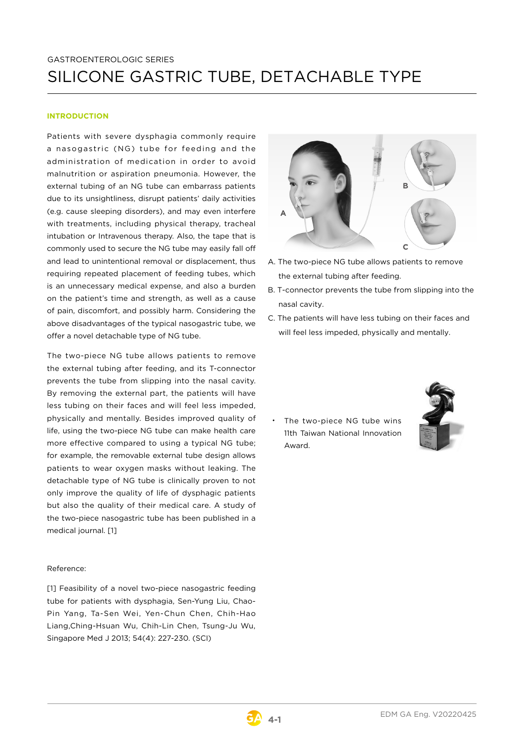GASTROENTEROLOGIC SERIES

# SILICONE GASTRIC TUBE, DETACHABLE TYPE

## INTRODUCTION

Patients with severe dysphagia commonly require a nasogastric (NG) tube for feeding and the administration of medication in order to avoid malnutrition or aspiration pneumonia. However, the external tubing of an NG tube can embarrass patients due to its unsightliness, disrupt patients' daily activities (e.g. cause sleeping disorders), and may even interfere with treatments, including physical therapy, tracheal intubation or Intravenous therapy. Also, the tape that is commonly used to secure the NG tube may easily fall off and lead to unintentional removal or displacement, thus requiring repeated placement of feeding tubes, which is an unnecessary medical expense, and also a burden on the patient's time and strength, as well as a cause of pain, discomfort, and possibly harm. Considering the above disadvantages of the typical nasogastric tube, we offer a novel detachable type of NG tube.

The two-piece NG tube allows patients to remove the external tubing after feeding, and its T-connector prevents the tube from slipping into the nasal cavity. By removing the external part, the patients will have less tubing on their faces and will feel less impeded, physically and mentally. Besides improved quality of life, using the two-piece NG tube can make health care more effective compared to using a typical NG tube; for example, the removable external tube design allows patients to wear oxygen masks without leaking. The detachable type of NG tube is clinically proven to not only improve the quality of life of dysphagic patients but also the quality of their medical care. A study of the two-piece nasogastric tube has been published in a medical journal. [1]

A. The two-piece NG tube allows patients to remove the external tubing after feeding.

B. T-connector prevents the tube from slipping into the nasal cavity.

C. The patients will have less tubing on their faces and will feel less impeded, physically and mentally.

- The two-piece NG tube wins 11th Taiwan National Innovation Award.

Reference:

[1] Feasibility of a novel two-piece nasogastric feeding tube for patients with dysphagia, Sen-Yung Liu, Chao-Pin Yang, Ta-Sen Wei, Yen-Chun Chen, Chih-Hao Liang,Ching-Hsuan Wu, Chih-Lin Chen, Tsung-Ju Wu, Singapore Med J 2013; 54(4): 227-230. (SCI)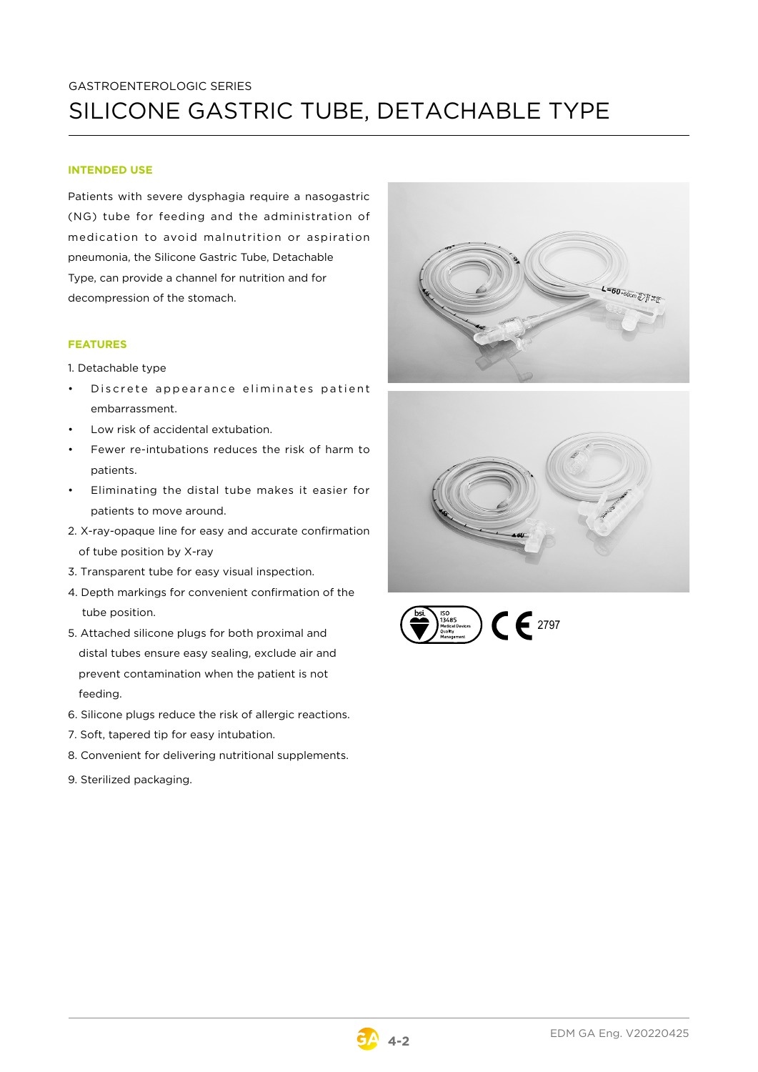GASTROENTEROLOGIC SERIES

# SILICONE GASTRIC TUBE, DETACHABLE TYPE

## INTENDED USE

Patients with severe dysphagia require a nasogastric (NG) tube for feeding and the administration of medication to avoid malnutrition or aspiration pneumonia, the Silicone Gastric Tube, Detachable Type, can provide a channel for nutrition and for decompression of the stomach.

## FEATURES

1. Detachable type
   - Discrete appearance eliminates patient embarrassment.
   - Low risk of accidental extubation.
   - Fewer re-intubations reduces the risk of harm to patients.
   - Eliminating the distal tube makes it easier for patients to move around.
2. X-ray-opaque line for easy and accurate confirmation of tube position by X-ray
3. Transparent tube for easy visual inspection.
4. Depth markings for convenient confirmation of the tube position.
5. Attached silicone plugs for both proximal and distal tubes ensure easy sealing, exclude air and prevent contamination when the patient is not feeding.
6. Silicone plugs reduce the risk of allergic reactions.
7. Soft, tapered tip for easy intubation.
8. Convenient for delivering nutritional supplements.
9. Sterilized packaging.

bsi. ISO 13485 Medical Devices Quality Management

CE 2797

EDM GA Eng. V20220425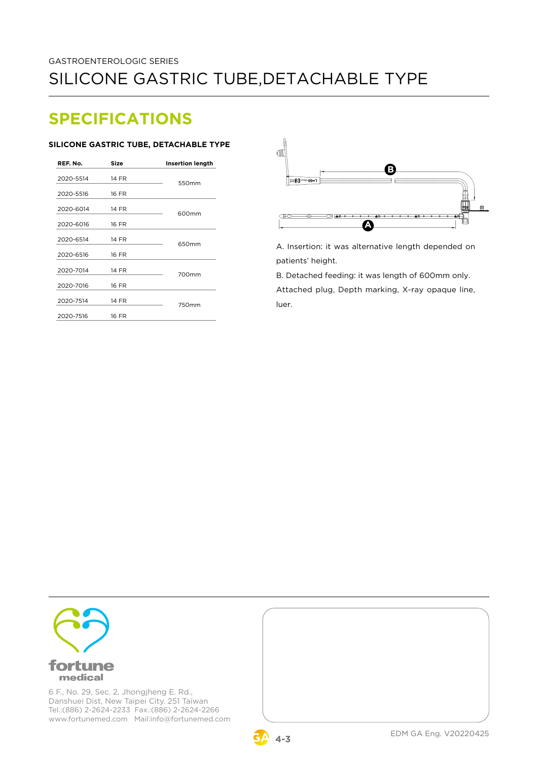GASTROENTEROLOGIC SERIES

# SILICONE GASTRIC TUBE,DETACHABLE TYPE

## SPECIFICATIONS

### SILICONE GASTRIC TUBE, DETACHABLE TYPE

| REF. No. | Size | Insertion length |
|---|---|---|
| 2020-5514 | 14 FR | 550mm |
| 2020-5516 | 16 FR | |
| 2020-6014 | 14 FR | 600mm |
| 2020-6016 | 16 FR | |
| 2020-6514 | 14 FR | 650mm |
| 2020-6516 | 16 FR | |
| 2020-7014 | 14 FR | 700mm |
| 2020-7016 | 16 FR | |
| 2020-7514 | 14 FR | 750mm |
| 2020-7516 | 16 FR | |

B

A

A. Insertion: it was alternative length depended on patients' height.

B. Detached feeding: it was length of 600mm only.

Attached plug, Depth marking, X-ray opaque line, luer.

fortune medical

6 F., No. 29, Sec. 2, Jhongjheng E. Rd., Danshuei Dist, New Taipei City. 251 Taiwan
Tel.:(886) 2-2624-2233 Fax.:(886) 2-2624-2266
www.fortunemed.com Mail:info@fortunemed.com

EDM GA Eng. V20220425